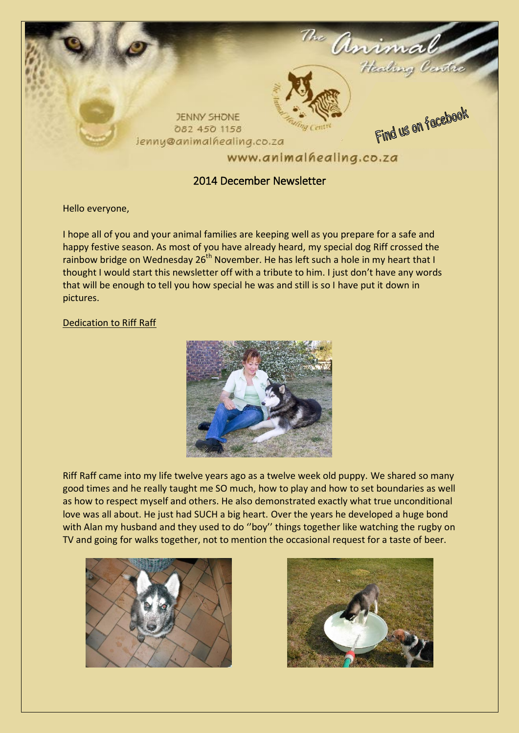The Animal Healing Centre

JENNY SHONE
082 450 1158
jenny@animalhealing.co.za

www.animalhealing.co.za

Find us on facebook

## 2014 December Newsletter

Hello everyone,

I hope all of you and your animal families are keeping well as you prepare for a safe and happy festive season. As most of you have already heard, my special dog Riff crossed the rainbow bridge on Wednesday 26th November. He has left such a hole in my heart that I thought I would start this newsletter off with a tribute to him. I just don't have any words that will be enough to tell you how special he was and still is so I have put it down in pictures.

Dedication to Riff Raff

Riff Raff came into my life twelve years ago as a twelve week old puppy. We shared so many good times and he really taught me SO much, how to play and how to set boundaries as well as how to respect myself and others. He also demonstrated exactly what true unconditional love was all about. He just had SUCH a big heart. Over the years he developed a huge bond with Alan my husband and they used to do ''boy'' things together like watching the rugby on TV and going for walks together, not to mention the occasional request for a taste of beer.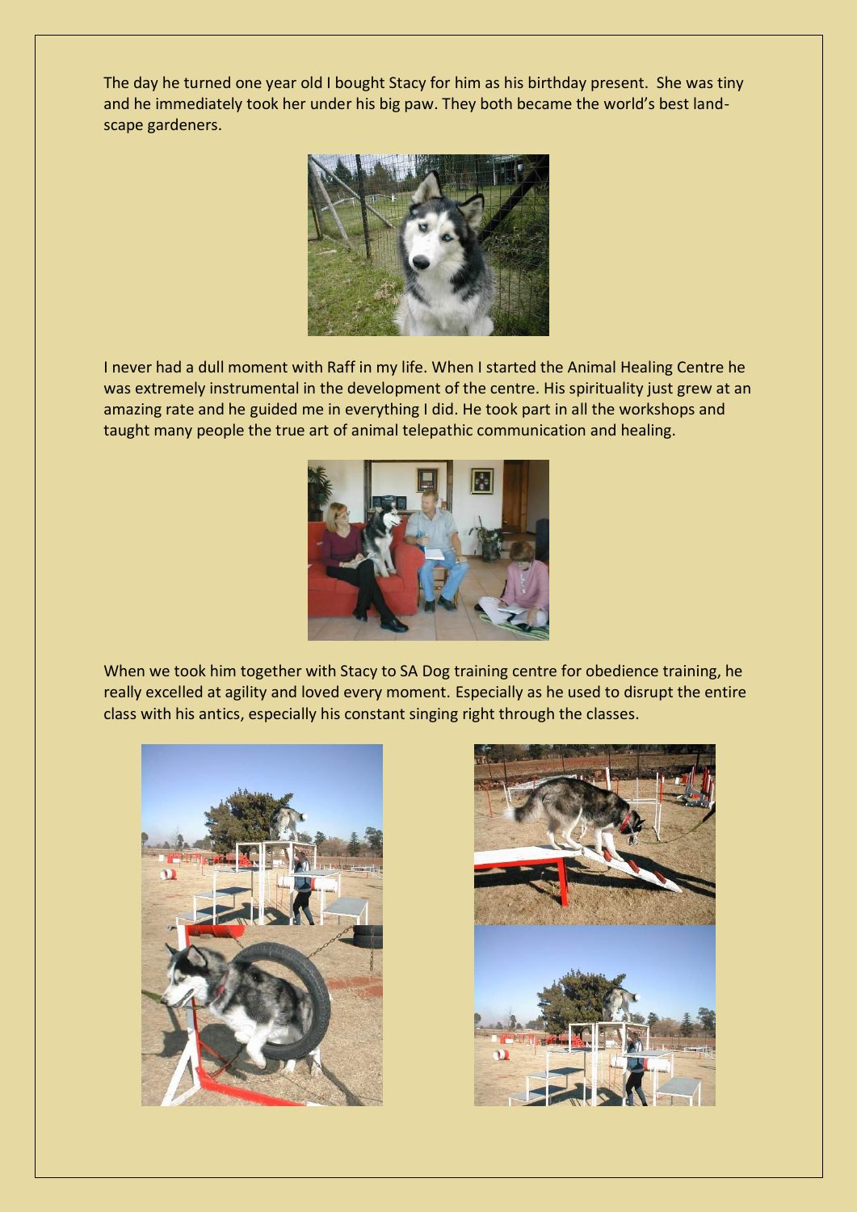The day he turned one year old I bought Stacy for him as his birthday present. She was tiny and he immediately took her under his big paw. They both became the world's best land-scape gardeners.

I never had a dull moment with Raff in my life. When I started the Animal Healing Centre he was extremely instrumental in the development of the centre. His spirituality just grew at an amazing rate and he guided me in everything I did. He took part in all the workshops and taught many people the true art of animal telepathic communication and healing.

When we took him together with Stacy to SA Dog training centre for obedience training, he really excelled at agility and loved every moment. Especially as he used to disrupt the entire class with his antics, especially his constant singing right through the classes.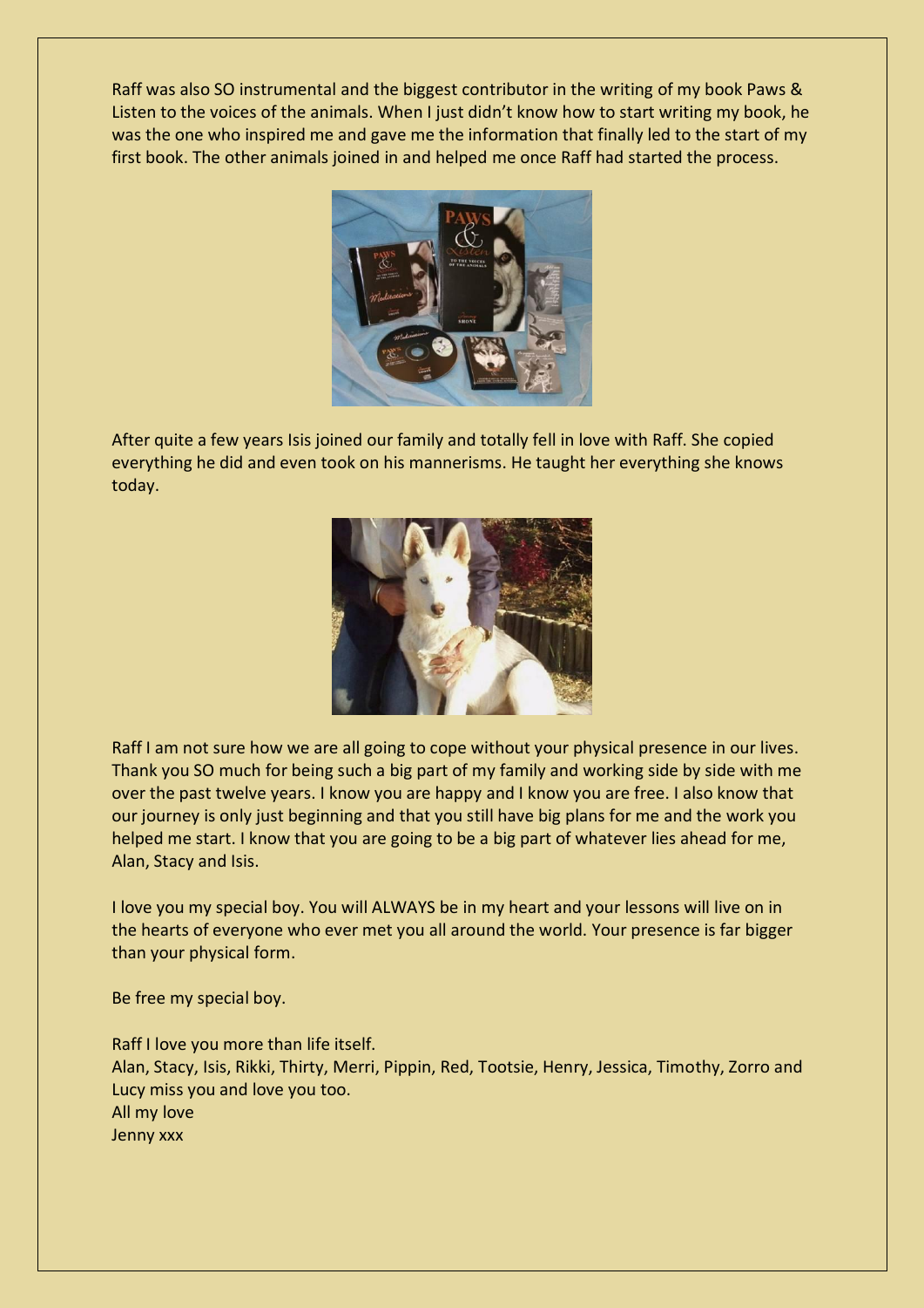Raff was also SO instrumental and the biggest contributor in the writing of my book Paws & Listen to the voices of the animals. When I just didn't know how to start writing my book, he was the one who inspired me and gave me the information that finally led to the start of my first book. The other animals joined in and helped me once Raff had started the process.

After quite a few years Isis joined our family and totally fell in love with Raff. She copied everything he did and even took on his mannerisms. He taught her everything she knows today.

Raff I am not sure how we are all going to cope without your physical presence in our lives. Thank you SO much for being such a big part of my family and working side by side with me over the past twelve years. I know you are happy and I know you are free. I also know that our journey is only just beginning and that you still have big plans for me and the work you helped me start. I know that you are going to be a big part of whatever lies ahead for me, Alan, Stacy and Isis.

I love you my special boy. You will ALWAYS be in my heart and your lessons will live on in the hearts of everyone who ever met you all around the world. Your presence is far bigger than your physical form.

Be free my special boy.

Raff I love you more than life itself.
Alan, Stacy, Isis, Rikki, Thirty, Merri, Pippin, Red, Tootsie, Henry, Jessica, Timothy, Zorro and Lucy miss you and love you too.
All my love
Jenny xxx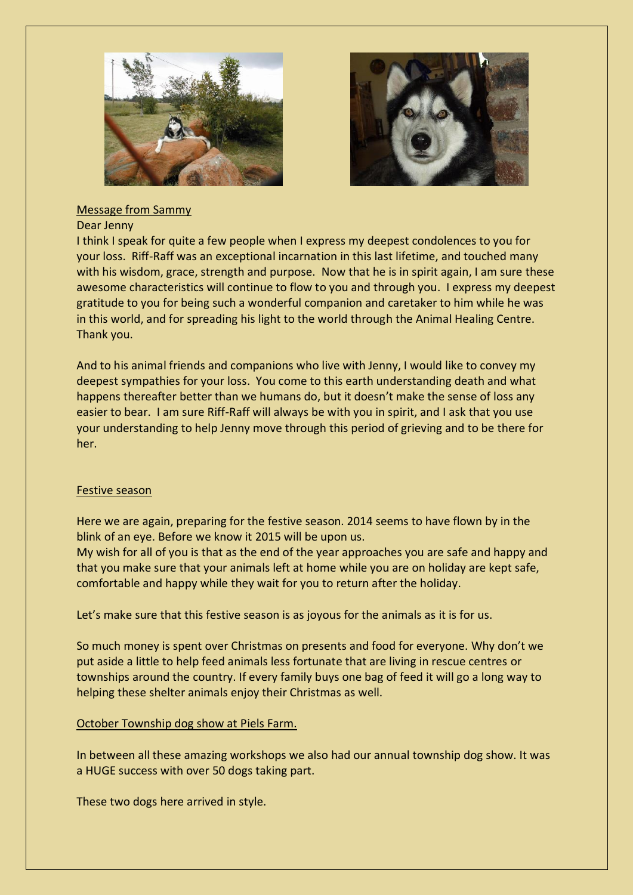Message from Sammy

Dear Jenny

I think I speak for quite a few people when I express my deepest condolences to you for your loss. Riff-Raff was an exceptional incarnation in this last lifetime, and touched many with his wisdom, grace, strength and purpose. Now that he is in spirit again, I am sure these awesome characteristics will continue to flow to you and through you. I express my deepest gratitude to you for being such a wonderful companion and caretaker to him while he was in this world, and for spreading his light to the world through the Animal Healing Centre. Thank you.

And to his animal friends and companions who live with Jenny, I would like to convey my deepest sympathies for your loss. You come to this earth understanding death and what happens thereafter better than we humans do, but it doesn't make the sense of loss any easier to bear. I am sure Riff-Raff will always be with you in spirit, and I ask that you use your understanding to help Jenny move through this period of grieving and to be there for her.

Festive season

Here we are again, preparing for the festive season. 2014 seems to have flown by in the blink of an eye. Before we know it 2015 will be upon us.

My wish for all of you is that as the end of the year approaches you are safe and happy and that you make sure that your animals left at home while you are on holiday are kept safe, comfortable and happy while they wait for you to return after the holiday.

Let's make sure that this festive season is as joyous for the animals as it is for us.

So much money is spent over Christmas on presents and food for everyone. Why don't we put aside a little to help feed animals less fortunate that are living in rescue centres or townships around the country. If every family buys one bag of feed it will go a long way to helping these shelter animals enjoy their Christmas as well.

October Township dog show at Piels Farm.

In between all these amazing workshops we also had our annual township dog show. It was a HUGE success with over 50 dogs taking part.

These two dogs here arrived in style.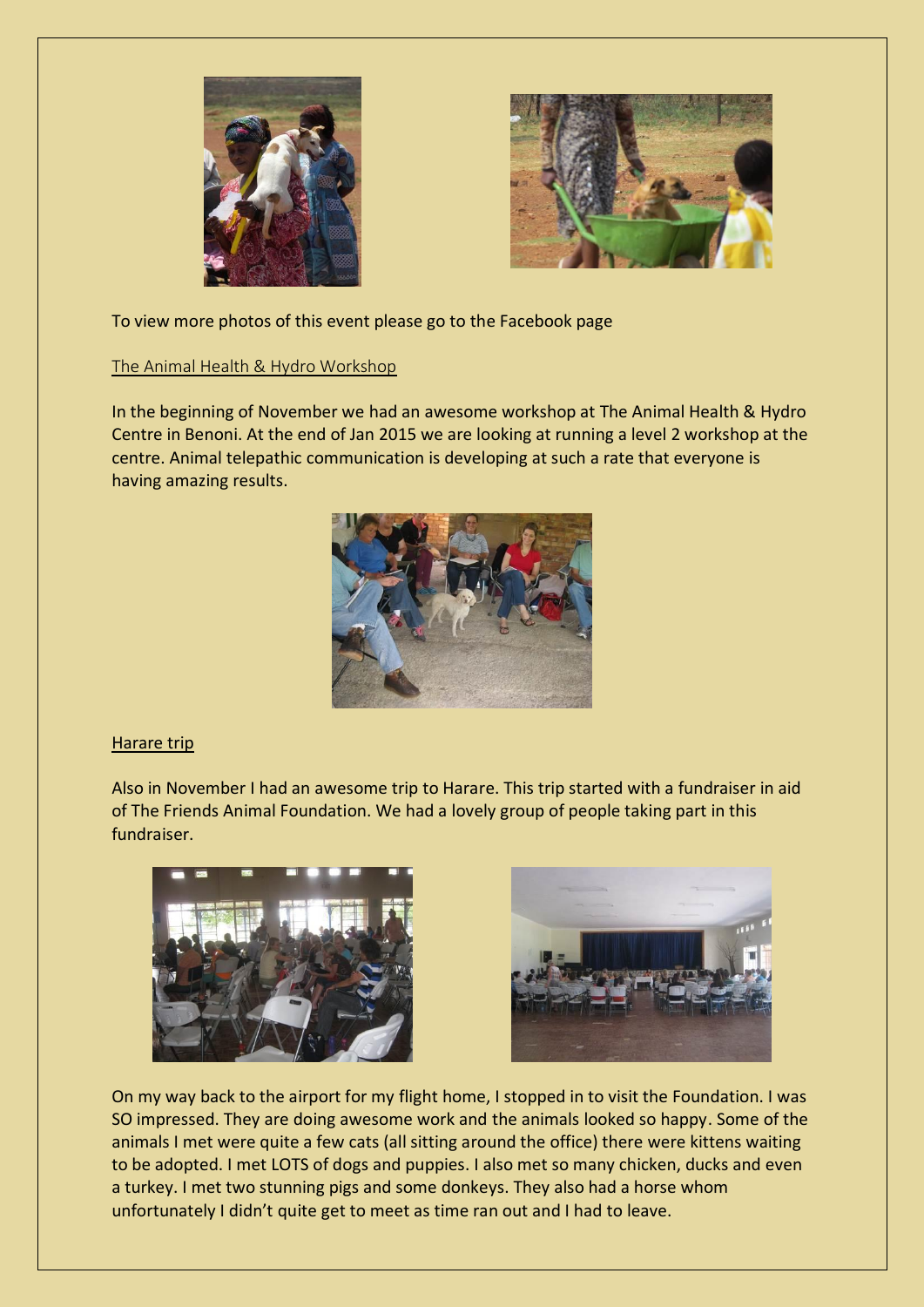To view more photos of this event please go to the Facebook page

## The Animal Health & Hydro Workshop

In the beginning of November we had an awesome workshop at The Animal Health & Hydro Centre in Benoni. At the end of Jan 2015 we are looking at running a level 2 workshop at the centre. Animal telepathic communication is developing at such a rate that everyone is having amazing results.

## Harare trip

Also in November I had an awesome trip to Harare. This trip started with a fundraiser in aid of The Friends Animal Foundation. We had a lovely group of people taking part in this fundraiser.

On my way back to the airport for my flight home, I stopped in to visit the Foundation. I was SO impressed. They are doing awesome work and the animals looked so happy. Some of the animals I met were quite a few cats (all sitting around the office) there were kittens waiting to be adopted. I met LOTS of dogs and puppies. I also met so many chicken, ducks and even a turkey. I met two stunning pigs and some donkeys. They also had a horse whom unfortunately I didn't quite get to meet as time ran out and I had to leave.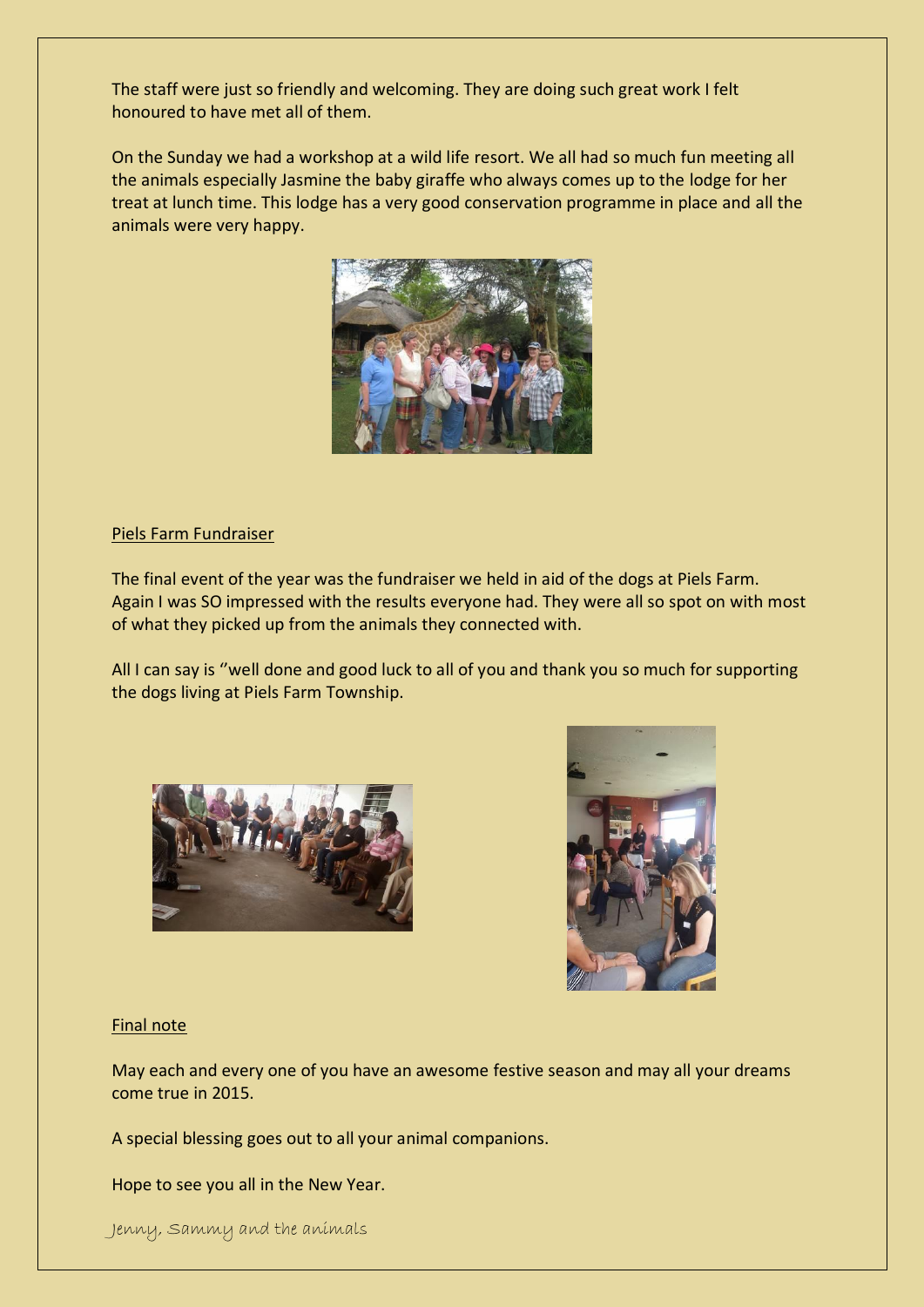The staff were just so friendly and welcoming. They are doing such great work I felt honoured to have met all of them.

On the Sunday we had a workshop at a wild life resort. We all had so much fun meeting all the animals especially Jasmine the baby giraffe who always comes up to the lodge for her treat at lunch time. This lodge has a very good conservation programme in place and all the animals were very happy.

## Piels Farm Fundraiser

The final event of the year was the fundraiser we held in aid of the dogs at Piels Farm. Again I was SO impressed with the results everyone had. They were all so spot on with most of what they picked up from the animals they connected with.

All I can say is ''well done and good luck to all of you and thank you so much for supporting the dogs living at Piels Farm Township.

## Final note

May each and every one of you have an awesome festive season and may all your dreams come true in 2015.

A special blessing goes out to all your animal companions.

Hope to see you all in the New Year.

*Jenny, Sammy and the animals*